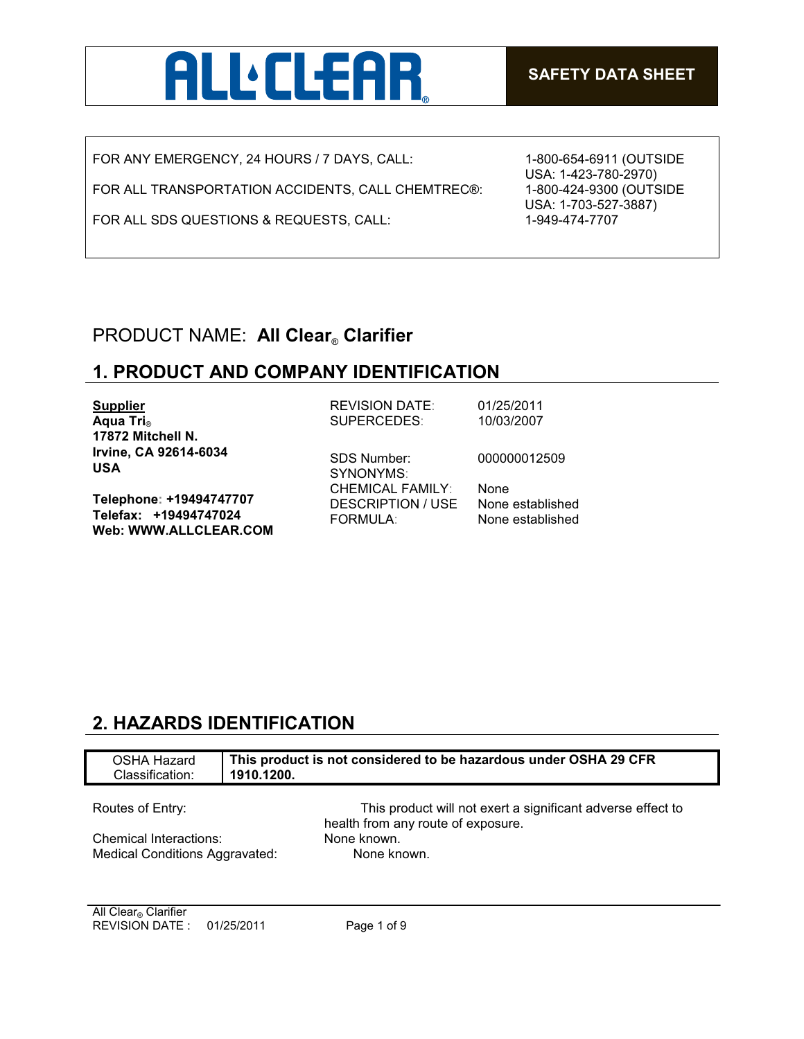ALL CLEAR®

**SAFETY DATA SHEET**

| | |
|---|---|
| FOR ANY EMERGENCY, 24 HOURS / 7 DAYS, CALL: | 1-800-654-6911 (OUTSIDE USA: 1-423-780-2970) |
| FOR ALL TRANSPORTATION ACCIDENTS, CALL CHEMTREC®: | 1-800-424-9300 (OUTSIDE USA: 1-703-527-3887) |
| FOR ALL SDS QUESTIONS & REQUESTS, CALL: | 1-949-474-7707 |

PRODUCT NAME: **All Clear® Clarifier**

## 1. PRODUCT AND COMPANY IDENTIFICATION

**Supplier**
**Aqua Tri®**
**17872 Mitchell N.**
**Irvine, CA 92614-6034**
**USA**

**Telephone: +19494747707**
**Telefax: +19494747024**
**Web: WWW.ALLCLEAR.COM**

| | |
|---|---|
| REVISION DATE: | 01/25/2011 |
| SUPERCEDES: | 10/03/2007 |
| SDS Number: | 000000012509 |
| SYNONYMS: | |
| CHEMICAL FAMILY: | None |
| DESCRIPTION / USE | None established |
| FORMULA: | None established |

## 2. HAZARDS IDENTIFICATION

| OSHA Hazard Classification: | **This product is not considered to be hazardous under OSHA 29 CFR 1910.1200.** |
|---|---|

| | |
|---|---|
| Routes of Entry: | This product will not exert a significant adverse effect to health from any route of exposure. |
| Chemical Interactions: | None known. |
| Medical Conditions Aggravated: | None known. |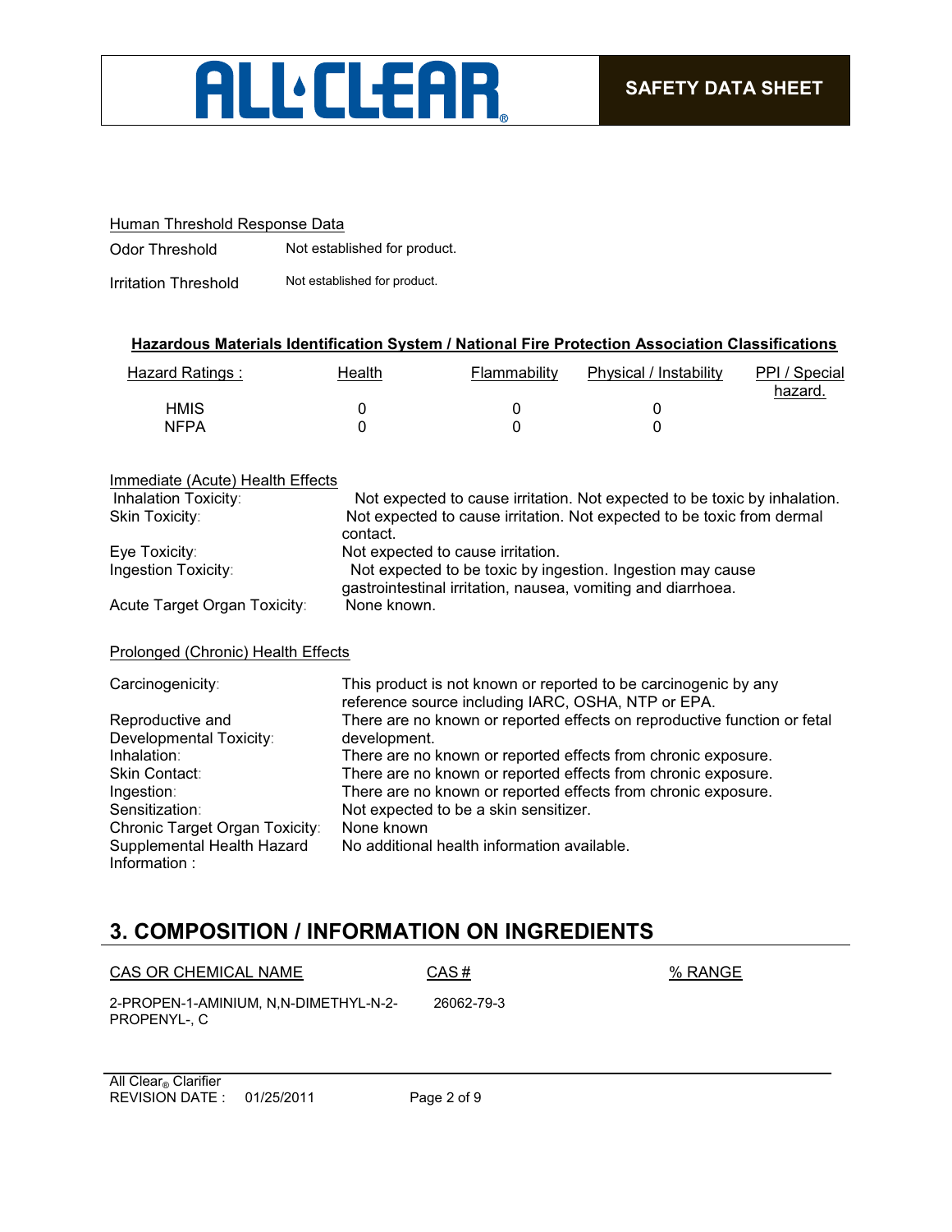Human Threshold Response Data

| | |
|---|---|
| Odor Threshold | Not established for product. |
| Irritation Threshold | Not established for product. |

**Hazardous Materials Identification System / National Fire Protection Association Classifications**

| Hazard Ratings : | Health | Flammability | Physical / Instability | PPI / Special hazard. |
|---|---|---|---|---|
| HMIS | 0 | 0 | 0 | |
| NFPA | 0 | 0 | 0 | |

Immediate (Acute) Health Effects

| | |
|---|---|
| Inhalation Toxicity: | Not expected to cause irritation. Not expected to be toxic by inhalation. |
| Skin Toxicity: | Not expected to cause irritation. Not expected to be toxic from dermal contact. |
| Eye Toxicity: | Not expected to cause irritation. |
| Ingestion Toxicity: | Not expected to be toxic by ingestion. Ingestion may cause gastrointestinal irritation, nausea, vomiting and diarrhoea. |
| Acute Target Organ Toxicity: | None known. |

Prolonged (Chronic) Health Effects

| | |
|---|---|
| Carcinogenicity: | This product is not known or reported to be carcinogenic by any reference source including IARC, OSHA, NTP or EPA. |
| Reproductive and Developmental Toxicity: | There are no known or reported effects on reproductive function or fetal development. |
| Inhalation: | There are no known or reported effects from chronic exposure. |
| Skin Contact: | There are no known or reported effects from chronic exposure. |
| Ingestion: | There are no known or reported effects from chronic exposure. |
| Sensitization: | Not expected to be a skin sensitizer. |
| Chronic Target Organ Toxicity: | None known |
| Supplemental Health Hazard Information : | No additional health information available. |

## 3. COMPOSITION / INFORMATION ON INGREDIENTS

| CAS OR CHEMICAL NAME | CAS # | % RANGE |
|---|---|---|
| 2-PROPEN-1-AMINIUM, N,N-DIMETHYL-N-2-PROPENYL-, C | 26062-79-3 | |

All Clear® Clarifier
REVISION DATE : 01/25/2011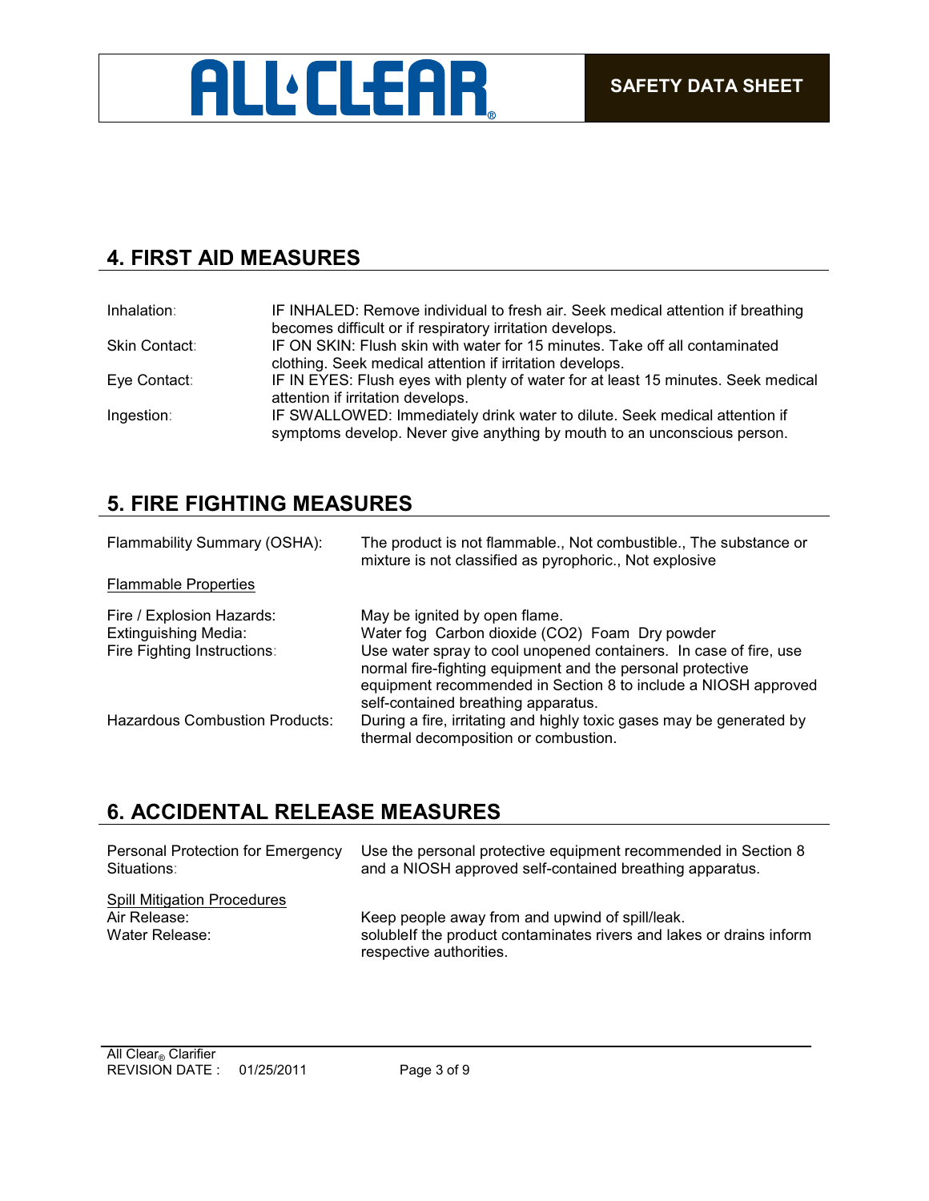## 4. FIRST AID MEASURES

| | |
|---|---|
| Inhalation: | IF INHALED: Remove individual to fresh air. Seek medical attention if breathing becomes difficult or if respiratory irritation develops. |
| Skin Contact: | IF ON SKIN: Flush skin with water for 15 minutes. Take off all contaminated clothing. Seek medical attention if irritation develops. |
| Eye Contact: | IF IN EYES: Flush eyes with plenty of water for at least 15 minutes. Seek medical attention if irritation develops. |
| Ingestion: | IF SWALLOWED: Immediately drink water to dilute. Seek medical attention if symptoms develop. Never give anything by mouth to an unconscious person. |

## 5. FIRE FIGHTING MEASURES

Flammability Summary (OSHA): The product is not flammable., Not combustible., The substance or mixture is not classified as pyrophoric., Not explosive

Flammable Properties

| | |
|---|---|
| Fire / Explosion Hazards: | May be ignited by open flame. |
| Extinguishing Media: | Water fog Carbon dioxide ($CO_2$) Foam Dry powder |
| Fire Fighting Instructions: | Use water spray to cool unopened containers. In case of fire, use normal fire-fighting equipment and the personal protective equipment recommended in Section 8 to include a NIOSH approved self-contained breathing apparatus. |
| Hazardous Combustion Products: | During a fire, irritating and highly toxic gases may be generated by thermal decomposition or combustion. |

## 6. ACCIDENTAL RELEASE MEASURES

Personal Protection for Emergency Situations: Use the personal protective equipment recommended in Section 8 and a NIOSH approved self-contained breathing apparatus.

Spill Mitigation Procedures

| | |
|---|---|
| Air Release: | Keep people away from and upwind of spill/leak. |
| Water Release: | solubleIf the product contaminates rivers and lakes or drains inform respective authorities. |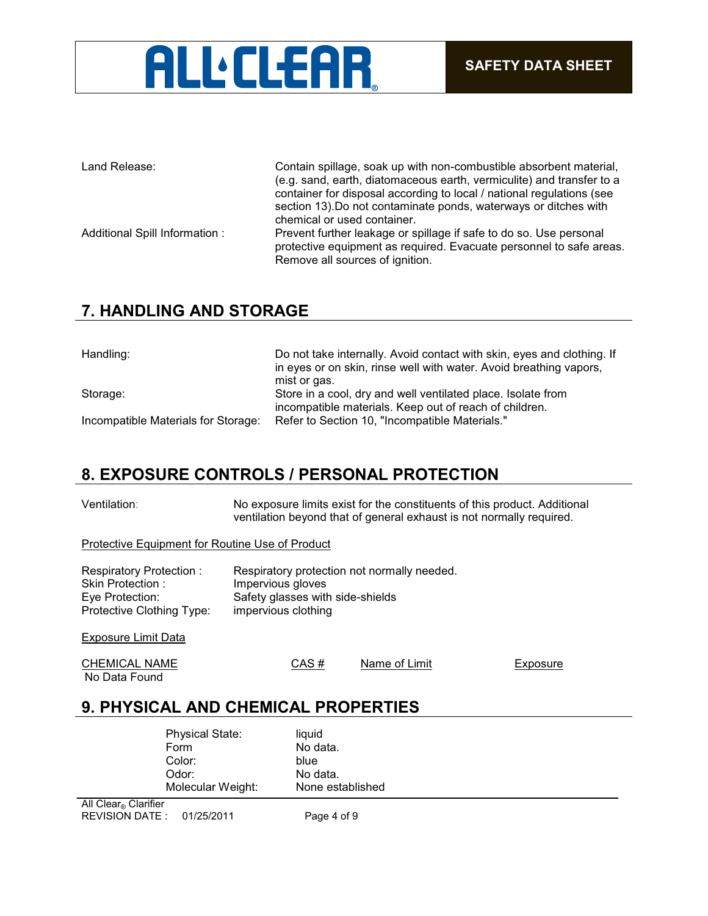| | |
|---|---|
| Land Release: | Contain spillage, soak up with non-combustible absorbent material, (e.g. sand, earth, diatomaceous earth, vermiculite) and transfer to a container for disposal according to local / national regulations (see section 13).Do not contaminate ponds, waterways or ditches with chemical or used container. |
| Additional Spill Information : | Prevent further leakage or spillage if safe to do so. Use personal protective equipment as required. Evacuate personnel to safe areas. Remove all sources of ignition. |

## 7. HANDLING AND STORAGE

| | |
|---|---|
| Handling: | Do not take internally. Avoid contact with skin, eyes and clothing. If in eyes or on skin, rinse well with water. Avoid breathing vapors, mist or gas. |
| Storage: | Store in a cool, dry and well ventilated place. Isolate from incompatible materials. Keep out of reach of children. |
| Incompatible Materials for Storage: | Refer to Section 10, "Incompatible Materials." |

## 8. EXPOSURE CONTROLS / PERSONAL PROTECTION

Ventilation: No exposure limits exist for the constituents of this product. Additional ventilation beyond that of general exhaust is not normally required.

Protective Equipment for Routine Use of Product

| | |
|---|---|
| Respiratory Protection : | Respiratory protection not normally needed. |
| Skin Protection : | Impervious gloves |
| Eye Protection: | Safety glasses with side-shields |
| Protective Clothing Type: | impervious clothing |

Exposure Limit Data

| CHEMICAL NAME | CAS # | Name of Limit | Exposure |
|---|---|---|---|
| No Data Found | | | |

## 9. PHYSICAL AND CHEMICAL PROPERTIES

| | |
|---|---|
| Physical State: | liquid |
| Form | No data. |
| Color: | blue |
| Odor: | No data. |
| Molecular Weight: | None established |

All Clear® Clarifier
REVISION DATE : 01/25/2011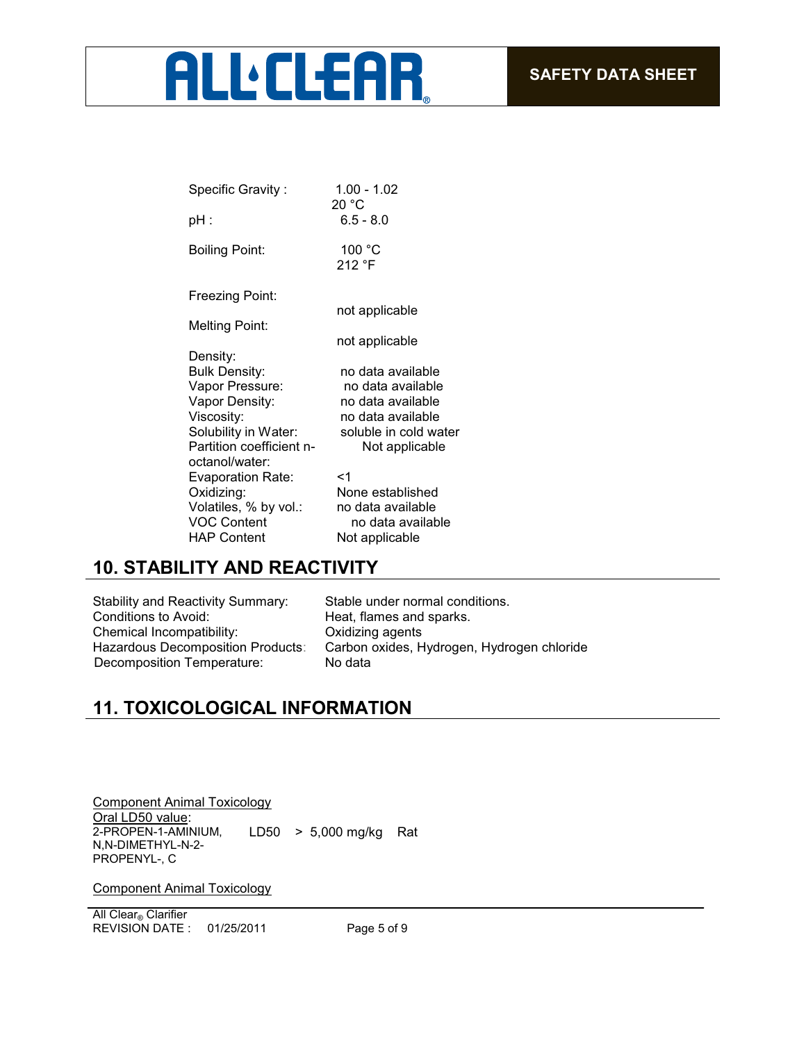| | |
|---|---|
| Specific Gravity : | 1.00 - 1.02<br>20 °C |
| pH : | 6.5 - 8.0 |
| Boiling Point: | 100 °C<br>212 °F |
| Freezing Point: | not applicable |
| Melting Point: | not applicable |
| Density: | |
| Bulk Density: | no data available |
| Vapor Pressure: | no data available |
| Vapor Density: | no data available |
| Viscosity: | no data available |
| Solubility in Water: | soluble in cold water |
| Partition coefficient n-octanol/water: | Not applicable |
| Evaporation Rate: | <1 |
| Oxidizing: | None established |
| Volatiles, % by vol.: | no data available |
| VOC Content | no data available |
| HAP Content | Not applicable |

## 10. STABILITY AND REACTIVITY

| | |
|---|---|
| Stability and Reactivity Summary: | Stable under normal conditions. |
| Conditions to Avoid: | Heat, flames and sparks. |
| Chemical Incompatibility: | Oxidizing agents |
| Hazardous Decomposition Products: | Carbon oxides, Hydrogen, Hydrogen chloride |
| Decomposition Temperature: | No data |

## 11. TOXICOLOGICAL INFORMATION

Component Animal Toxicology

Oral LD50 value:

| | | | |
|---|---|---|---|
| 2-PROPEN-1-AMINIUM, N,N-DIMETHYL-N-2-PROPENYL-, C | LD50 | > 5,000 mg/kg | Rat |

Component Animal Toxicology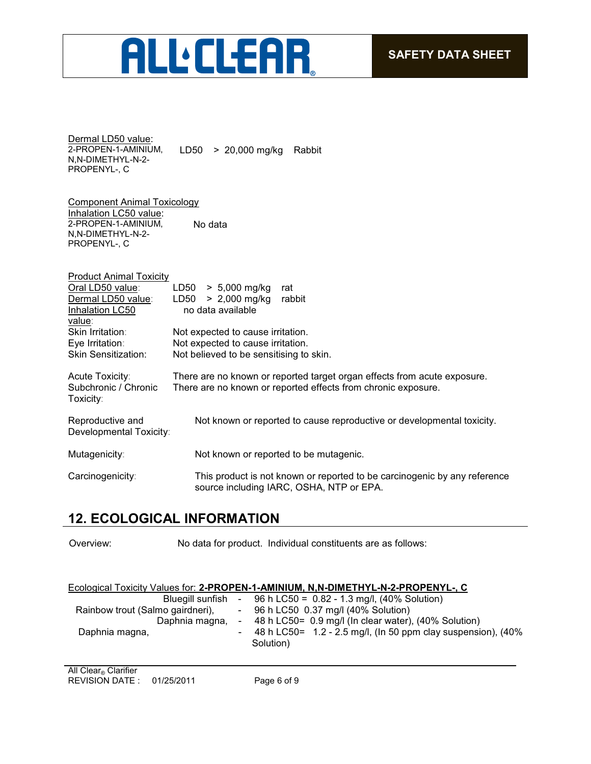Dermal LD50 value:

| | | | |
|---|---|---|---|
| 2-PROPEN-1-AMINIUM, N,N-DIMETHYL-N-2-PROPENYL-, C | LD50 | > 20,000 mg/kg | Rabbit |

Component Animal Toxicology

Inhalation LC50 value:

| | |
|---|---|
| 2-PROPEN-1-AMINIUM, N,N-DIMETHYL-N-2-PROPENYL-, C | No data |

Product Animal Toxicity

| | |
|---|---|
| Oral LD50 value: | LD50 > 5,000 mg/kg rat |
| Dermal LD50 value: | LD50 > 2,000 mg/kg rabbit |
| Inhalation LC50 value: | no data available |
| Skin Irritation: | Not expected to cause irritation. |
| Eye Irritation: | Not expected to cause irritation. |
| Skin Sensitization: | Not believed to be sensitising to skin. |
| Acute Toxicity: | There are no known or reported target organ effects from acute exposure. |
| Subchronic / Chronic Toxicity: | There are no known or reported effects from chronic exposure. |
| Reproductive and Developmental Toxicity: | Not known or reported to cause reproductive or developmental toxicity. |
| Mutagenicity: | Not known or reported to be mutagenic. |
| Carcinogenicity: | This product is not known or reported to be carcinogenic by any reference source including IARC, OSHA, NTP or EPA. |

## 12. ECOLOGICAL INFORMATION

Overview: No data for product. Individual constituents are as follows:

Ecological Toxicity Values for: **2-PROPEN-1-AMINIUM, N,N-DIMETHYL-N-2-PROPENYL-, C**

| | | |
|---|---|---|
| Bluegill sunfish | - | 96 h LC50 = 0.82 - 1.3 mg/l, (40% Solution) |
| Rainbow trout (Salmo gairdneri), | - | 96 h LC50 0.37 mg/l (40% Solution) |
| Daphnia magna, | - | 48 h LC50= 0.9 mg/l (In clear water), (40% Solution) |
| Daphnia magna, | - | 48 h LC50= 1.2 - 2.5 mg/l, (In 50 ppm clay suspension), (40% Solution) |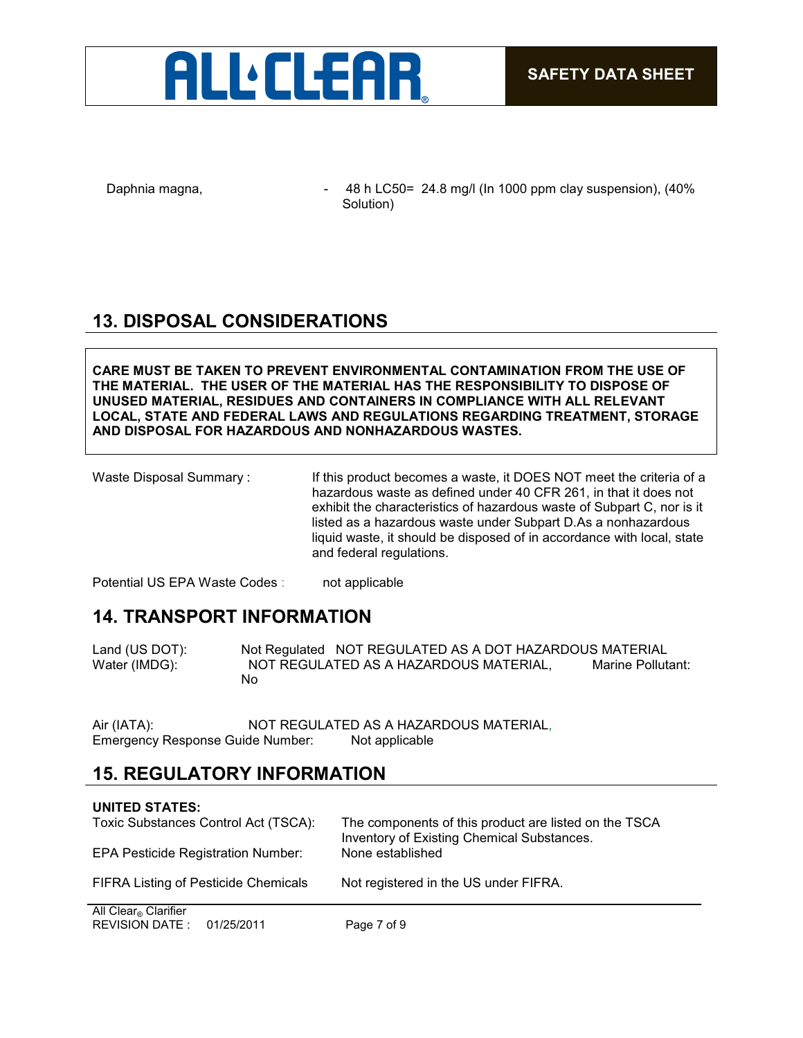Daphnia magna, - 48 h LC50= 24.8 mg/l (In 1000 ppm clay suspension), (40% Solution)

## 13. DISPOSAL CONSIDERATIONS

**CARE MUST BE TAKEN TO PREVENT ENVIRONMENTAL CONTAMINATION FROM THE USE OF THE MATERIAL. THE USER OF THE MATERIAL HAS THE RESPONSIBILITY TO DISPOSE OF UNUSED MATERIAL, RESIDUES AND CONTAINERS IN COMPLIANCE WITH ALL RELEVANT LOCAL, STATE AND FEDERAL LAWS AND REGULATIONS REGARDING TREATMENT, STORAGE AND DISPOSAL FOR HAZARDOUS AND NONHAZARDOUS WASTES.**

Waste Disposal Summary : If this product becomes a waste, it DOES NOT meet the criteria of a hazardous waste as defined under 40 CFR 261, in that it does not exhibit the characteristics of hazardous waste of Subpart C, nor is it listed as a hazardous waste under Subpart D.As a nonhazardous liquid waste, it should be disposed of in accordance with local, state and federal regulations.

Potential US EPA Waste Codes : not applicable

## 14. TRANSPORT INFORMATION

Land (US DOT): Not Regulated NOT REGULATED AS A DOT HAZARDOUS MATERIAL
Water (IMDG): NOT REGULATED AS A HAZARDOUS MATERIAL, Marine Pollutant: No

Air (IATA): NOT REGULATED AS A HAZARDOUS MATERIAL,
Emergency Response Guide Number: Not applicable

## 15. REGULATORY INFORMATION

**UNITED STATES:**

Toxic Substances Control Act (TSCA): The components of this product are listed on the TSCA Inventory of Existing Chemical Substances.

EPA Pesticide Registration Number: None established

FIFRA Listing of Pesticide Chemicals Not registered in the US under FIFRA.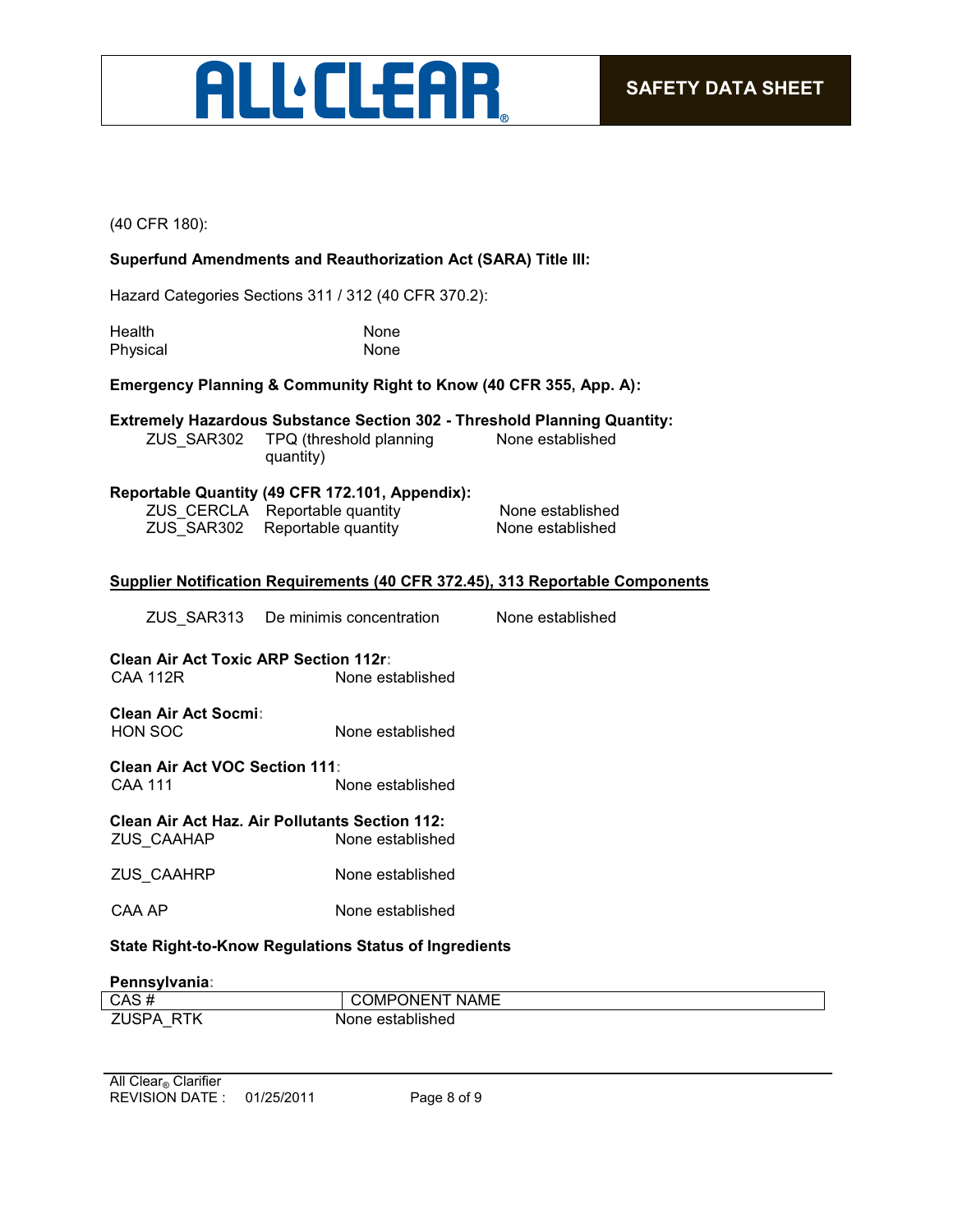(40 CFR 180):

**Superfund Amendments and Reauthorization Act (SARA) Title III:**

Hazard Categories Sections 311 / 312 (40 CFR 370.2):

| | |
|---|---|
| Health | None |
| Physical | None |

**Emergency Planning & Community Right to Know (40 CFR 355, App. A):**

**Extremely Hazardous Substance Section 302 - Threshold Planning Quantity:**

| | | |
|---|---|---|
| ZUS_SAR302 | TPQ (threshold planning quantity) | None established |

**Reportable Quantity (49 CFR 172.101, Appendix):**

| | | |
|---|---|---|
| ZUS_CERCLA | Reportable quantity | None established |
| ZUS_SAR302 | Reportable quantity | None established |

**Supplier Notification Requirements (40 CFR 372.45), 313 Reportable Components**

| | | |
|---|---|---|
| ZUS_SAR313 | De minimis concentration | None established |

**Clean Air Act Toxic ARP Section 112r:**

| | |
|---|---|
| CAA 112R | None established |

**Clean Air Act Socmi:**

| | |
|---|---|
| HON SOC | None established |

**Clean Air Act VOC Section 111:**

| | |
|---|---|
| CAA 111 | None established |

**Clean Air Act Haz. Air Pollutants Section 112:**

| | |
|---|---|
| ZUS_CAAHAP | None established |
| ZUS_CAAHRP | None established |
| CAA AP | None established |

**State Right-to-Know Regulations Status of Ingredients**

**Pennsylvania:**

| CAS # | COMPONENT NAME |
|---|---|
| ZUSPA_RTK | None established |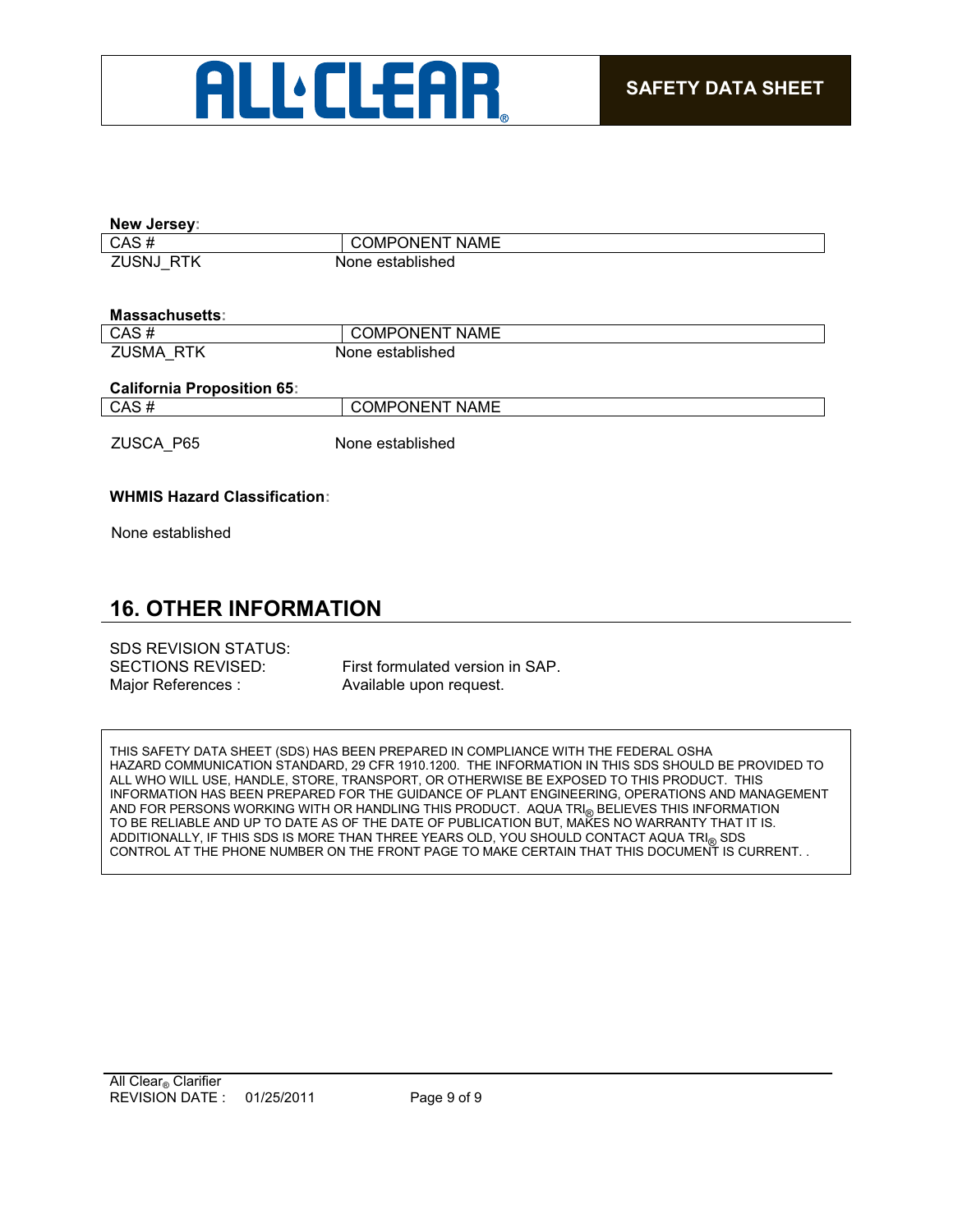**New Jersey:**

| CAS # | COMPONENT NAME |
| --- | --- |
| ZUSNJ_RTK | None established |

**Massachusetts:**

| CAS # | COMPONENT NAME |
| --- | --- |
| ZUSMA_RTK | None established |

**California Proposition 65:**

| CAS # | COMPONENT NAME |
| --- | --- |
| ZUSCA_P65 | None established |

**WHMIS Hazard Classification:**

None established

## 16. OTHER INFORMATION

SDS REVISION STATUS:

SECTIONS REVISED: First formulated version in SAP.

Major References : Available upon request.

THIS SAFETY DATA SHEET (SDS) HAS BEEN PREPARED IN COMPLIANCE WITH THE FEDERAL OSHA HAZARD COMMUNICATION STANDARD, 29 CFR 1910.1200. THE INFORMATION IN THIS SDS SHOULD BE PROVIDED TO ALL WHO WILL USE, HANDLE, STORE, TRANSPORT, OR OTHERWISE BE EXPOSED TO THIS PRODUCT. THIS INFORMATION HAS BEEN PREPARED FOR THE GUIDANCE OF PLANT ENGINEERING, OPERATIONS AND MANAGEMENT AND FOR PERSONS WORKING WITH OR HANDLING THIS PRODUCT. AQUA TRI® BELIEVES THIS INFORMATION TO BE RELIABLE AND UP TO DATE AS OF THE DATE OF PUBLICATION BUT, MAKES NO WARRANTY THAT IT IS. ADDITIONALLY, IF THIS SDS IS MORE THAN THREE YEARS OLD, YOU SHOULD CONTACT AQUA TRI® SDS CONTROL AT THE PHONE NUMBER ON THE FRONT PAGE TO MAKE CERTAIN THAT THIS DOCUMENT IS CURRENT. .